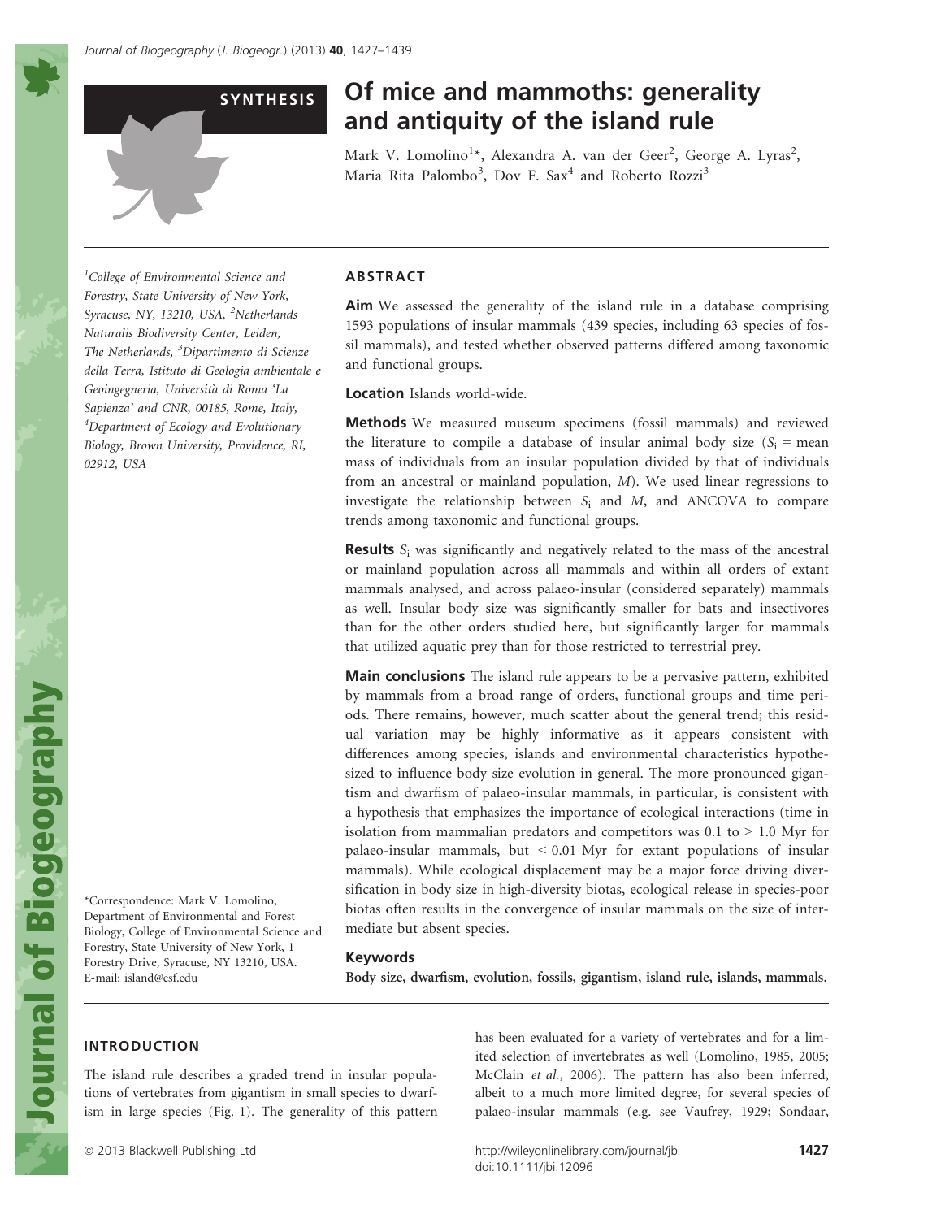SYNTHESIS

# Of mice and mammoths: generality and antiquity of the island rule

Mark V. Lomolino[1]*, Alexandra A. van der Geer[2], George A. Lyras[2], Maria Rita Palombo[3], Dov F. Sax[4] and Roberto Rozzi[3]

[1]College of Environmental Science and Forestry, State University of New York, Syracuse, NY, 13210, USA, [2]Netherlands Naturalis Biodiversity Center, Leiden, The Netherlands, [3]Dipartimento di Scienze della Terra, Istituto di Geologia ambientale e Geoingegneria, Università di Roma 'La Sapienza' and CNR, 00185, Rome, Italy, [4]Department of Ecology and Evolutionary Biology, Brown University, Providence, RI, 02912, USA

*Correspondence: Mark V. Lomolino, Department of Environmental and Forest Biology, College of Environmental Science and Forestry, State University of New York, 1 Forestry Drive, Syracuse, NY 13210, USA. E-mail: island@esf.edu

## ABSTRACT

**Aim** We assessed the generality of the island rule in a database comprising 1593 populations of insular mammals (439 species, including 63 species of fossil mammals), and tested whether observed patterns differed among taxonomic and functional groups.

**Location** Islands world-wide.

**Methods** We measured museum specimens (fossil mammals) and reviewed the literature to compile a database of insular animal body size ($S_i$ = mean mass of individuals from an insular population divided by that of individuals from an ancestral or mainland population, $M$). We used linear regressions to investigate the relationship between $S_i$ and $M$, and ANCOVA to compare trends among taxonomic and functional groups.

**Results** $S_i$ was significantly and negatively related to the mass of the ancestral or mainland population across all mammals and within all orders of extant mammals analysed, and across palaeo-insular (considered separately) mammals as well. Insular body size was significantly smaller for bats and insectivores than for the other orders studied here, but significantly larger for mammals that utilized aquatic prey than for those restricted to terrestrial prey.

**Main conclusions** The island rule appears to be a pervasive pattern, exhibited by mammals from a broad range of orders, functional groups and time periods. There remains, however, much scatter about the general trend; this residual variation may be highly informative as it appears consistent with differences among species, islands and environmental characteristics hypothesized to influence body size evolution in general. The more pronounced gigantism and dwarfism of palaeo-insular mammals, in particular, is consistent with a hypothesis that emphasizes the importance of ecological interactions (time in isolation from mammalian predators and competitors was 0.1 to > 1.0 Myr for palaeo-insular mammals, but < 0.01 Myr for extant populations of insular mammals). While ecological displacement may be a major force driving diversification in body size in high-diversity biotas, ecological release in species-poor biotas often results in the convergence of insular mammals on the size of intermediate but absent species.

**Keywords**

Body size, dwarfism, evolution, fossils, gigantism, island rule, islands, mammals.

## INTRODUCTION

The island rule describes a graded trend in insular populations of vertebrates from gigantism in small species to dwarfism in large species (Fig. 1). The generality of this pattern has been evaluated for a variety of vertebrates and for a limited selection of invertebrates as well (Lomolino, 1985, 2005; McClain *et al.*, 2006). The pattern has also been inferred, albeit to a much more limited degree, for several species of palaeo-insular mammals (e.g. see Vaufrey, 1929; Sondaar,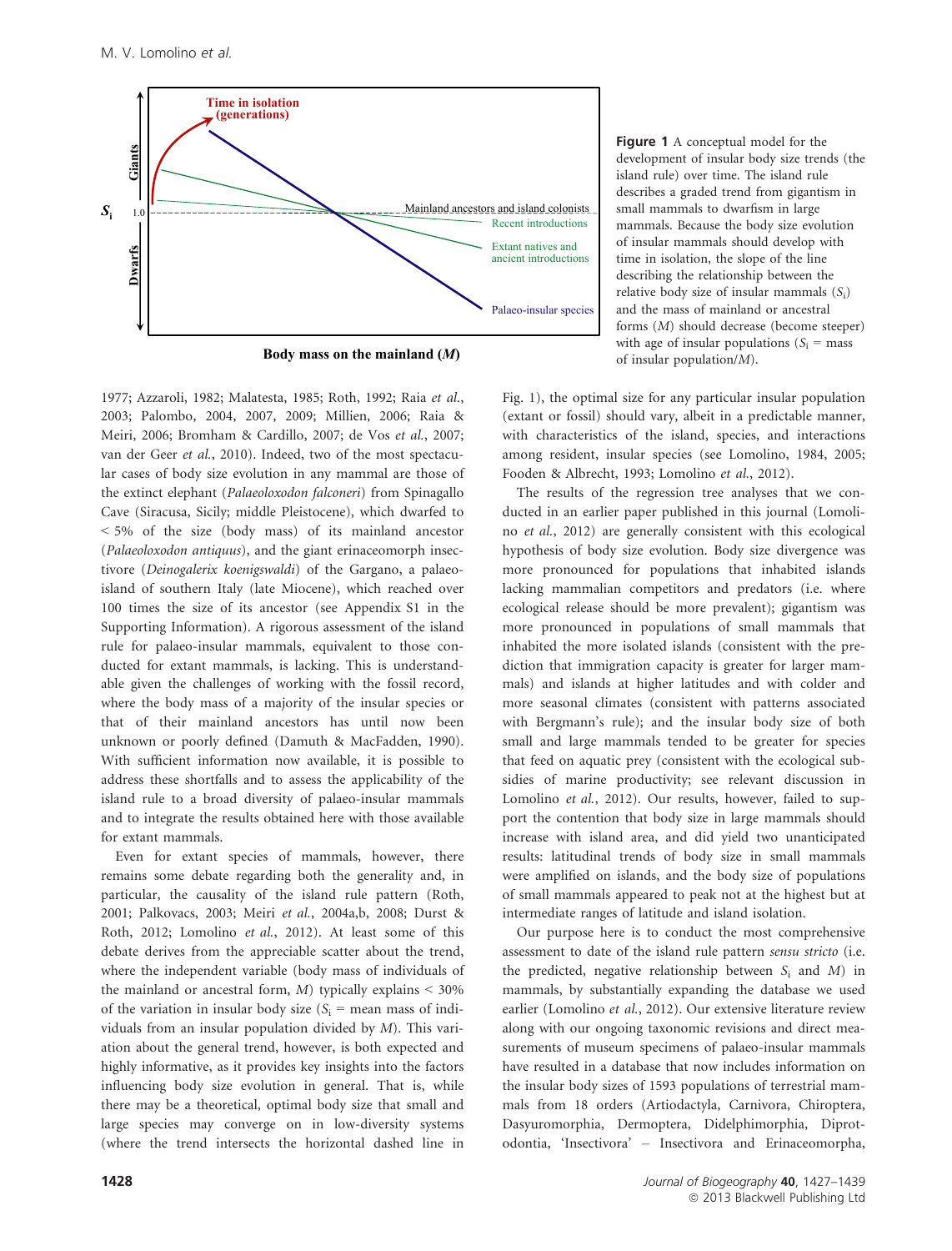Figure 1 A conceptual model for the development of insular body size trends (the island rule) over time. The island rule describes a graded trend from gigantism in small mammals to dwarfism in large mammals. Because the body size evolution of insular mammals should develop with time in isolation, the slope of the line describing the relationship between the relative body size of insular mammals ($S_i$) and the mass of mainland or ancestral forms ($M$) should decrease (become steeper) with age of insular populations ($S_i$ = mass of insular population/$M$).

1977; Azzaroli, 1982; Malatesta, 1985; Roth, 1992; Raia *et al.*, 2003; Palombo, 2004, 2007, 2009; Millien, 2006; Raia & Meiri, 2006; Bromham & Cardillo, 2007; de Vos *et al.*, 2007; van der Geer *et al.*, 2010). Indeed, two of the most spectacular cases of body size evolution in any mammal are those of the extinct elephant (*Palaeoloxodon falconeri*) from Spinagallo Cave (Siracusa, Sicily; middle Pleistocene), which dwarfed to < 5% of the size (body mass) of its mainland ancestor (*Palaeoloxodon antiquus*), and the giant erinaceomorph insectivore (*Deinogalerix koenigswaldi*) of the Gargano, a palaeo-island of southern Italy (late Miocene), which reached over 100 times the size of its ancestor (see Appendix S1 in the Supporting Information). A rigorous assessment of the island rule for palaeo-insular mammals, equivalent to those conducted for extant mammals, is lacking. This is understandable given the challenges of working with the fossil record, where the body mass of a majority of the insular species or that of their mainland ancestors has until now been unknown or poorly defined (Damuth & MacFadden, 1990). With sufficient information now available, it is possible to address these shortfalls and to assess the applicability of the island rule to a broad diversity of palaeo-insular mammals and to integrate the results obtained here with those available for extant mammals.

Even for extant species of mammals, however, there remains some debate regarding both the generality and, in particular, the causality of the island rule pattern (Roth, 2001; Palkovacs, 2003; Meiri *et al.*, 2004a,b, 2008; Durst & Roth, 2012; Lomolino *et al.*, 2012). At least some of this debate derives from the appreciable scatter about the trend, where the independent variable (body mass of individuals of the mainland or ancestral form, $M$) typically explains < 30% of the variation in insular body size ($S_i$ = mean mass of individuals from an insular population divided by $M$). This variation about the general trend, however, is both expected and highly informative, as it provides key insights into the factors influencing body size evolution in general. That is, while there may be a theoretical, optimal body size that small and large species may converge on in low-diversity systems (where the trend intersects the horizontal dashed line in Fig. 1), the optimal size for any particular insular population (extant or fossil) should vary, albeit in a predictable manner, with characteristics of the island, species, and interactions among resident, insular species (see Lomolino, 1984, 2005; Fooden & Albrecht, 1993; Lomolino *et al.*, 2012).

The results of the regression tree analyses that we conducted in an earlier paper published in this journal (Lomolino *et al.*, 2012) are generally consistent with this ecological hypothesis of body size evolution. Body size divergence was more pronounced for populations that inhabited islands lacking mammalian competitors and predators (i.e. where ecological release should be more prevalent); gigantism was more pronounced in populations of small mammals that inhabited the more isolated islands (consistent with the prediction that immigration capacity is greater for larger mammals) and islands at higher latitudes and with colder and more seasonal climates (consistent with patterns associated with Bergmann's rule); and the insular body size of both small and large mammals tended to be greater for species that feed on aquatic prey (consistent with the ecological subsidies of marine productivity; see relevant discussion in Lomolino *et al.*, 2012). Our results, however, failed to support the contention that body size in large mammals should increase with island area, and did yield two unanticipated results: latitudinal trends of body size in small mammals were amplified on islands, and the body size of populations of small mammals appeared to peak not at the highest but at intermediate ranges of latitude and island isolation.

Our purpose here is to conduct the most comprehensive assessment to date of the island rule pattern *sensu stricto* (i.e. the predicted, negative relationship between $S_i$ and $M$) in mammals, by substantially expanding the database we used earlier (Lomolino *et al.*, 2012). Our extensive literature review along with our ongoing taxonomic revisions and direct measurements of museum specimens of palaeo-insular mammals have resulted in a database that now includes information on the insular body sizes of 1593 populations of terrestrial mammals from 18 orders (Artiodactyla, Carnivora, Chiroptera, Dasyuromorphia, Dermoptera, Didelphimorphia, Diprotodontia, 'Insectivora' – Insectivora and Erinaceomorpha,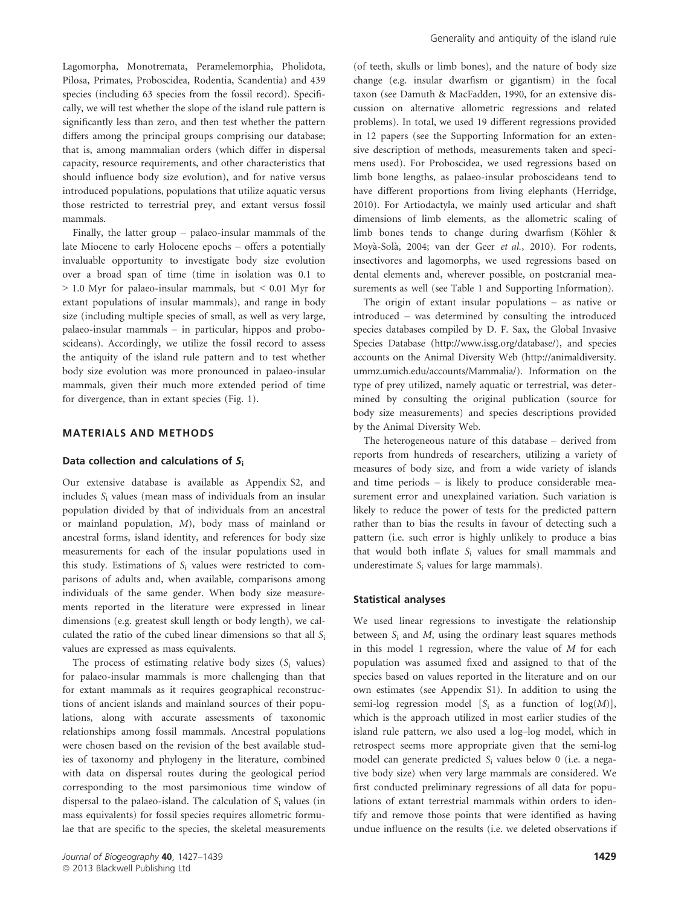Lagomorpha, Monotremata, Peramelemorphia, Pholidota, Pilosa, Primates, Proboscidea, Rodentia, Scandentia) and 439 species (including 63 species from the fossil record). Specifically, we will test whether the slope of the island rule pattern is significantly less than zero, and then test whether the pattern differs among the principal groups comprising our database; that is, among mammalian orders (which differ in dispersal capacity, resource requirements, and other characteristics that should influence body size evolution), and for native versus introduced populations, populations that utilize aquatic versus those restricted to terrestrial prey, and extant versus fossil mammals.

Finally, the latter group – palaeo-insular mammals of the late Miocene to early Holocene epochs – offers a potentially invaluable opportunity to investigate body size evolution over a broad span of time (time in isolation was 0.1 to > 1.0 Myr for palaeo-insular mammals, but < 0.01 Myr for extant populations of insular mammals), and range in body size (including multiple species of small, as well as very large, palaeo-insular mammals – in particular, hippos and proboscideans). Accordingly, we utilize the fossil record to assess the antiquity of the island rule pattern and to test whether body size evolution was more pronounced in palaeo-insular mammals, given their much more extended period of time for divergence, than in extant species (Fig. 1).

## MATERIALS AND METHODS

### Data collection and calculations of $S_i$

Our extensive database is available as Appendix S2, and includes $S_i$ values (mean mass of individuals from an insular population divided by that of individuals from an ancestral or mainland population, $M$), body mass of mainland or ancestral forms, island identity, and references for body size measurements for each of the insular populations used in this study. Estimations of $S_i$ values were restricted to comparisons of adults and, when available, comparisons among individuals of the same gender. When body size measurements reported in the literature were expressed in linear dimensions (e.g. greatest skull length or body length), we calculated the ratio of the cubed linear dimensions so that all $S_i$ values are expressed as mass equivalents.

The process of estimating relative body sizes ($S_i$ values) for palaeo-insular mammals is more challenging than that for extant mammals as it requires geographical reconstructions of ancient islands and mainland sources of their populations, along with accurate assessments of taxonomic relationships among fossil mammals. Ancestral populations were chosen based on the revision of the best available studies of taxonomy and phylogeny in the literature, combined with data on dispersal routes during the geological period corresponding to the most parsimonious time window of dispersal to the palaeo-island. The calculation of $S_i$ values (in mass equivalents) for fossil species requires allometric formulae that are specific to the species, the skeletal measurements (of teeth, skulls or limb bones), and the nature of body size change (e.g. insular dwarfism or gigantism) in the focal taxon (see Damuth & MacFadden, 1990, for an extensive discussion on alternative allometric regressions and related problems). In total, we used 19 different regressions provided in 12 papers (see the Supporting Information for an extensive description of methods, measurements taken and specimens used). For Proboscidea, we used regressions based on limb bone lengths, as palaeo-insular proboscideans tend to have different proportions from living elephants (Herridge, 2010). For Artiodactyla, we mainly used articular and shaft dimensions of limb elements, as the allometric scaling of limb bones tends to change during dwarfism (Köhler & Moyà-Solà, 2004; van der Geer *et al.*, 2010). For rodents, insectivores and lagomorphs, we used regressions based on dental elements and, wherever possible, on postcranial measurements as well (see Table 1 and Supporting Information).

The origin of extant insular populations – as native or introduced – was determined by consulting the introduced species databases compiled by D. F. Sax, the Global Invasive Species Database (http://www.issg.org/database/), and species accounts on the Animal Diversity Web (http://animaldiversity.ummz.umich.edu/accounts/Mammalia/). Information on the type of prey utilized, namely aquatic or terrestrial, was determined by consulting the original publication (source for body size measurements) and species descriptions provided by the Animal Diversity Web.

The heterogeneous nature of this database – derived from reports from hundreds of researchers, utilizing a variety of measures of body size, and from a wide variety of islands and time periods – is likely to produce considerable measurement error and unexplained variation. Such variation is likely to reduce the power of tests for the predicted pattern rather than to bias the results in favour of detecting such a pattern (i.e. such error is highly unlikely to produce a bias that would both inflate $S_i$ values for small mammals and underestimate $S_i$ values for large mammals).

### Statistical analyses

We used linear regressions to investigate the relationship between $S_i$ and $M$, using the ordinary least squares methods in this model 1 regression, where the value of $M$ for each population was assumed fixed and assigned to that of the species based on values reported in the literature and on our own estimates (see Appendix S1). In addition to using the semi-log regression model [$S_i$ as a function of $\log(M)$], which is the approach utilized in most earlier studies of the island rule pattern, we also used a log–log model, which in retrospect seems more appropriate given that the semi-log model can generate predicted $S_i$ values below 0 (i.e. a negative body size) when very large mammals are considered. We first conducted preliminary regressions of all data for populations of extant terrestrial mammals within orders to identify and remove those points that were identified as having undue influence on the results (i.e. we deleted observations if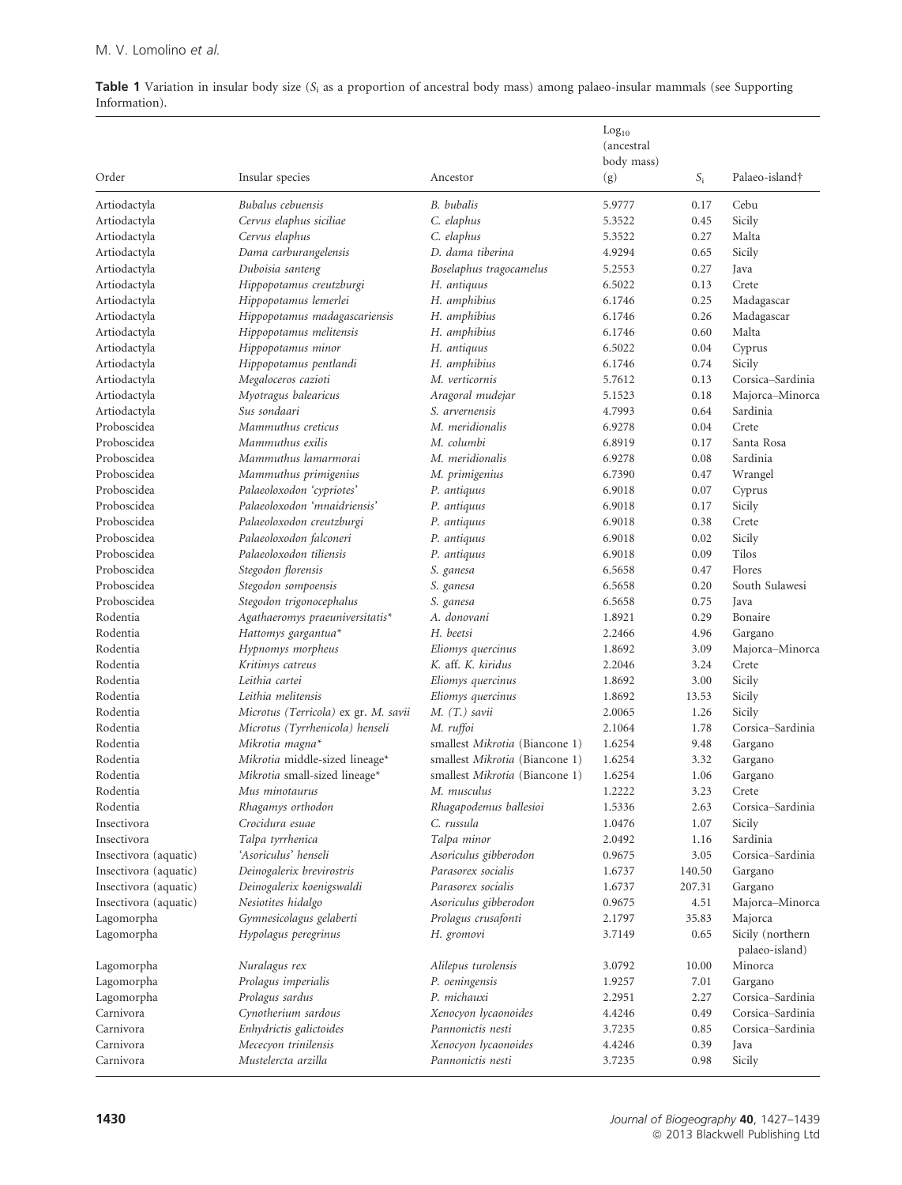**Table 1** Variation in insular body size ($S_i$ as a proportion of ancestral body mass) among palaeo-insular mammals (see Supporting Information).

| Order | Insular species | Ancestor | $Log_{10}$ (ancestral body mass) (g) | $S_i$ | Palaeo-island† |
|---|---|---|---|---|---|
| Artiodactyla | *Bubalus cebuensis* | *B. bubalis* | 5.9777 | 0.17 | Cebu |
| Artiodactyla | *Cervus elaphus siciliae* | *C. elaphus* | 5.3522 | 0.45 | Sicily |
| Artiodactyla | *Cervus elaphus* | *C. elaphus* | 5.3522 | 0.27 | Malta |
| Artiodactyla | *Dama carburangelensis* | *D. dama tiberina* | 4.9294 | 0.65 | Sicily |
| Artiodactyla | *Duboisia santeng* | *Boselaphus tragocamelus* | 5.2553 | 0.27 | Java |
| Artiodactyla | *Hippopotamus creutzburgi* | *H. antiquus* | 6.5022 | 0.13 | Crete |
| Artiodactyla | *Hippopotamus lemerlei* | *H. amphibius* | 6.1746 | 0.25 | Madagascar |
| Artiodactyla | *Hippopotamus madagascariensis* | *H. amphibius* | 6.1746 | 0.26 | Madagascar |
| Artiodactyla | *Hippopotamus melitensis* | *H. amphibius* | 6.1746 | 0.60 | Malta |
| Artiodactyla | *Hippopotamus minor* | *H. antiquus* | 6.5022 | 0.04 | Cyprus |
| Artiodactyla | *Hippopotamus pentlandi* | *H. amphibius* | 6.1746 | 0.74 | Sicily |
| Artiodactyla | *Megaloceros cazioti* | *M. verticornis* | 5.7612 | 0.13 | Corsica–Sardinia |
| Artiodactyla | *Myotragus balearicus* | *Aragoral mudejar* | 5.1523 | 0.18 | Majorca–Minorca |
| Artiodactyla | *Sus sondaari* | *S. arvernensis* | 4.7993 | 0.64 | Sardinia |
| Proboscidea | *Mammuthus creticus* | *M. meridionalis* | 6.9278 | 0.04 | Crete |
| Proboscidea | *Mammuthus exilis* | *M. columbi* | 6.8919 | 0.17 | Santa Rosa |
| Proboscidea | *Mammuthus lamarmorai* | *M. meridionalis* | 6.9278 | 0.08 | Sardinia |
| Proboscidea | *Mammuthus primigenius* | *M. primigenius* | 6.7390 | 0.47 | Wrangel |
| Proboscidea | *Palaeoloxodon 'cypriotes'* | *P. antiquus* | 6.9018 | 0.07 | Cyprus |
| Proboscidea | *Palaeoloxodon 'mnaidriensis'* | *P. antiquus* | 6.9018 | 0.17 | Sicily |
| Proboscidea | *Palaeoloxodon creutzburgi* | *P. antiquus* | 6.9018 | 0.38 | Crete |
| Proboscidea | *Palaeoloxodon falconeri* | *P. antiquus* | 6.9018 | 0.02 | Sicily |
| Proboscidea | *Palaeoloxodon tiliensis* | *P. antiquus* | 6.9018 | 0.09 | Tilos |
| Proboscidea | *Stegodon florensis* | *S. ganesa* | 6.5658 | 0.47 | Flores |
| Proboscidea | *Stegodon sompoensis* | *S. ganesa* | 6.5658 | 0.20 | South Sulawesi |
| Proboscidea | *Stegodon trigonocephalus* | *S. ganesa* | 6.5658 | 0.75 | Java |
| Rodentia | *Agathaeromys praeuniversitatis*\* | *A. donovani* | 1.8921 | 0.29 | Bonaire |
| Rodentia | *Hattomys gargantua*\* | *H. beetsi* | 2.2466 | 4.96 | Gargano |
| Rodentia | *Hypnomys morpheus* | *Eliomys quercinus* | 1.8692 | 3.09 | Majorca–Minorca |
| Rodentia | *Kritimys catreus* | *K.* aff. *K. kiridus* | 2.2046 | 3.24 | Crete |
| Rodentia | *Leithia cartei* | *Eliomys quercinus* | 1.8692 | 3.00 | Sicily |
| Rodentia | *Leithia melitensis* | *Eliomys quercinus* | 1.8692 | 13.53 | Sicily |
| Rodentia | *Microtus (Terricola)* ex gr. *M. savii* | *M. (T.) savii* | 2.0065 | 1.26 | Sicily |
| Rodentia | *Microtus (Tyrrhenicola) henseli* | *M. ruffoi* | 2.1064 | 1.78 | Corsica–Sardinia |
| Rodentia | *Mikrotia magna*\* | smallest *Mikrotia* (Biancone 1) | 1.6254 | 9.48 | Gargano |
| Rodentia | *Mikrotia* middle-sized lineage\* | smallest *Mikrotia* (Biancone 1) | 1.6254 | 3.32 | Gargano |
| Rodentia | *Mikrotia* small-sized lineage\* | smallest *Mikrotia* (Biancone 1) | 1.6254 | 1.06 | Gargano |
| Rodentia | *Mus minotaurus* | *M. musculus* | 1.2222 | 3.23 | Crete |
| Rodentia | *Rhagamys orthodon* | *Rhagapodemus ballesioi* | 1.5336 | 2.63 | Corsica–Sardinia |
| Insectivora | *Crocidura esuae* | *C. russula* | 1.0476 | 1.07 | Sicily |
| Insectivora | *Talpa tyrrhenica* | *Talpa minor* | 2.0492 | 1.16 | Sardinia |
| Insectivora (aquatic) | *'Asoriculus' henseli* | *Asoriculus gibberodon* | 0.9675 | 3.05 | Corsica–Sardinia |
| Insectivora (aquatic) | *Deinogalerix brevirostris* | *Parasorex socialis* | 1.6737 | 140.50 | Gargano |
| Insectivora (aquatic) | *Deinogalerix koenigswaldi* | *Parasorex socialis* | 1.6737 | 207.31 | Gargano |
| Insectivora (aquatic) | *Nesiotites hidalgo* | *Asoriculus gibberodon* | 0.9675 | 4.51 | Majorca–Minorca |
| Lagomorpha | *Gymnesicolagus gelaberti* | *Prolagus crusafonti* | 2.1797 | 35.83 | Majorca |
| Lagomorpha | *Hypolagus peregrinus* | *H. gromovi* | 3.7149 | 0.65 | Sicily (northern palaeo-island) |
| Lagomorpha | *Nuralagus rex* | *Alilepus turolensis* | 3.0792 | 10.00 | Minorca |
| Lagomorpha | *Prolagus imperialis* | *P. oeningensis* | 1.9257 | 7.01 | Gargano |
| Lagomorpha | *Prolagus sardus* | *P. michauxi* | 2.2951 | 2.27 | Corsica–Sardinia |
| Carnivora | *Cynotherium sardous* | *Xenocyon lycaonoides* | 4.4246 | 0.49 | Corsica–Sardinia |
| Carnivora | *Enhydrictis galictoides* | *Pannonictis nesti* | 3.7235 | 0.85 | Corsica–Sardinia |
| Carnivora | *Mececyon trinilensis* | *Xenocyon lycaonoides* | 4.4246 | 0.39 | Java |
| Carnivora | *Mustelercta arzilla* | *Pannonictis nesti* | 3.7235 | 0.98 | Sicily |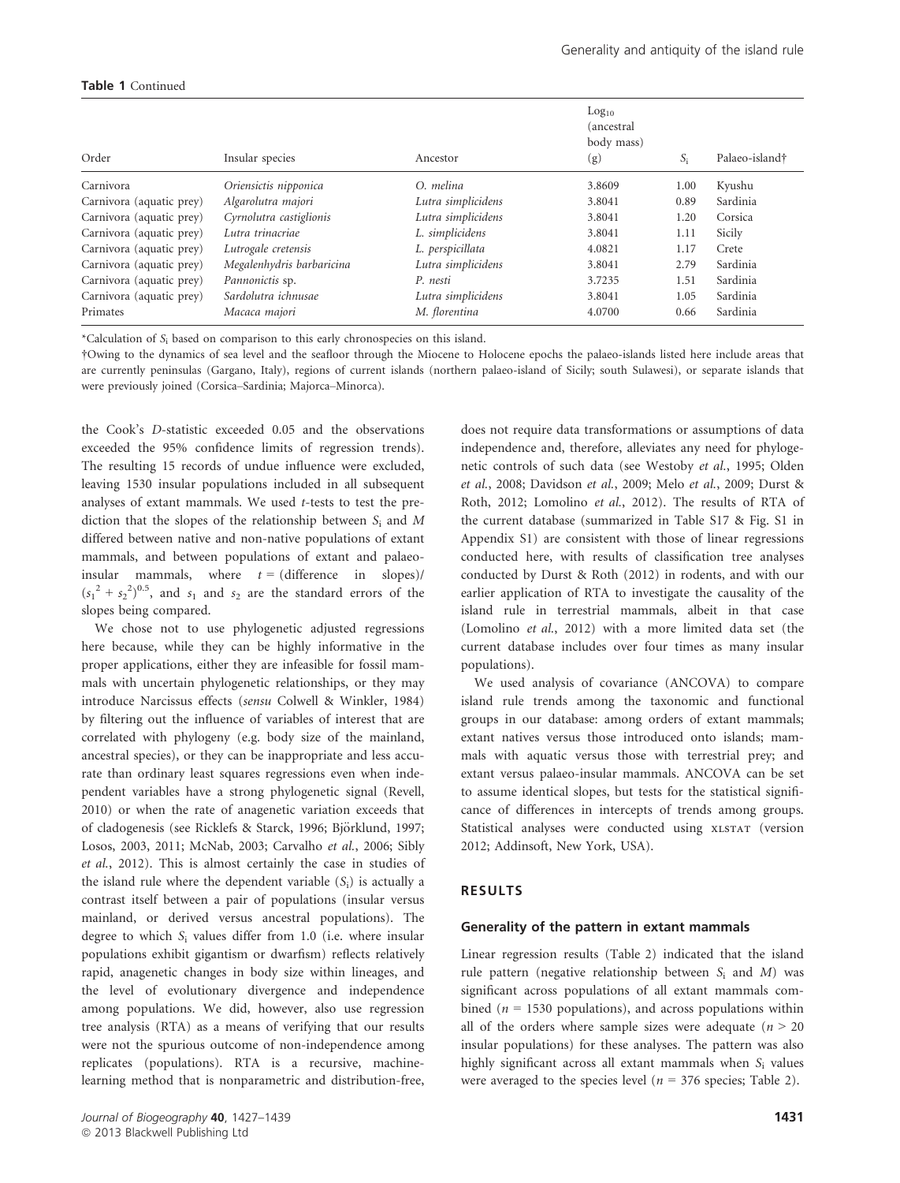**Table 1** Continued

| Order | Insular species | Ancestor | $Log_{10}$ (ancestral body mass) (g) | $S_i$ | Palaeo-island† |
|---|---|---|---|---|---|
| Carnivora | *Oriensictis nipponica* | *O. melina* | 3.8609 | 1.00 | Kyushu |
| Carnivora (aquatic prey) | *Algarolutra majori* | *Lutra simplicidens* | 3.8041 | 0.89 | Sardinia |
| Carnivora (aquatic prey) | *Cyrnolutra castiglionis* | *Lutra simplicidens* | 3.8041 | 1.20 | Corsica |
| Carnivora (aquatic prey) | *Lutra trinacriae* | *L. simplicidens* | 3.8041 | 1.11 | Sicily |
| Carnivora (aquatic prey) | *Lutrogale cretensis* | *L. perspicillata* | 4.0821 | 1.17 | Crete |
| Carnivora (aquatic prey) | *Megalenhydris barbaricina* | *Lutra simplicidens* | 3.8041 | 2.79 | Sardinia |
| Carnivora (aquatic prey) | *Pannonictis* sp. | *P. nesti* | 3.7235 | 1.51 | Sardinia |
| Carnivora (aquatic prey) | *Sardolutra ichnusae* | *Lutra simplicidens* | 3.8041 | 1.05 | Sardinia |
| Primates | *Macaca majori* | *M. florentina* | 4.0700 | 0.66 | Sardinia |

*Calculation of $S_i$ based on comparison to this early chronospecies on this island.

†Owing to the dynamics of sea level and the seafloor through the Miocene to Holocene epochs the palaeo-islands listed here include areas that are currently peninsulas (Gargano, Italy), regions of current islands (northern palaeo-island of Sicily; south Sulawesi), or separate islands that were previously joined (Corsica–Sardinia; Majorca–Minorca).

the Cook's *D*-statistic exceeded 0.05 and the observations exceeded the 95% confidence limits of regression trends). The resulting 15 records of undue influence were excluded, leaving 1530 insular populations included in all subsequent analyses of extant mammals. We used *t*-tests to test the prediction that the slopes of the relationship between $S_i$ and $M$ differed between native and non-native populations of extant mammals, and between populations of extant and palaeo-insular mammals, where $t$ = (difference in slopes)/ $(s_1^2 + s_2^2)^{0.5}$, and $s_1$ and $s_2$ are the standard errors of the slopes being compared.

We chose not to use phylogenetic adjusted regressions here because, while they can be highly informative in the proper applications, either they are infeasible for fossil mammals with uncertain phylogenetic relationships, or they may introduce Narcissus effects (*sensu* Colwell & Winkler, 1984) by filtering out the influence of variables of interest that are correlated with phylogeny (e.g. body size of the mainland, ancestral species), or they can be inappropriate and less accurate than ordinary least squares regressions even when independent variables have a strong phylogenetic signal (Revell, 2010) or when the rate of anagenetic variation exceeds that of cladogenesis (see Ricklefs & Starck, 1996; Björklund, 1997; Losos, 2003, 2011; McNab, 2003; Carvalho *et al.*, 2006; Sibly *et al.*, 2012). This is almost certainly the case in studies of the island rule where the dependent variable ($S_i$) is actually a contrast itself between a pair of populations (insular versus mainland, or derived versus ancestral populations). The degree to which $S_i$ values differ from 1.0 (i.e. where insular populations exhibit gigantism or dwarfism) reflects relatively rapid, anagenetic changes in body size within lineages, and the level of evolutionary divergence and independence among populations. We did, however, also use regression tree analysis (RTA) as a means of verifying that our results were not the spurious outcome of non-independence among replicates (populations). RTA is a recursive, machine-learning method that is nonparametric and distribution-free, does not require data transformations or assumptions of data independence and, therefore, alleviates any need for phylogenetic controls of such data (see Westoby *et al.*, 1995; Olden *et al.*, 2008; Davidson *et al.*, 2009; Melo *et al.*, 2009; Durst & Roth, 2012; Lomolino *et al.*, 2012). The results of RTA of the current database (summarized in Table S17 & Fig. S1 in Appendix S1) are consistent with those of linear regressions conducted here, with results of classification tree analyses conducted by Durst & Roth (2012) in rodents, and with our earlier application of RTA to investigate the causality of the island rule in terrestrial mammals, albeit in that case (Lomolino *et al.*, 2012) with a more limited data set (the current database includes over four times as many insular populations).

We used analysis of covariance (ANCOVA) to compare island rule trends among the taxonomic and functional groups in our database: among orders of extant mammals; extant natives versus those introduced onto islands; mammals with aquatic versus those with terrestrial prey; and extant versus palaeo-insular mammals. ANCOVA can be set to assume identical slopes, but tests for the statistical significance of differences in intercepts of trends among groups. Statistical analyses were conducted using XLSTAT (version 2012; Addinsoft, New York, USA).

## RESULTS

### Generality of the pattern in extant mammals

Linear regression results (Table 2) indicated that the island rule pattern (negative relationship between $S_i$ and $M$) was significant across populations of all extant mammals combined ($n$ = 1530 populations), and across populations within all of the orders where sample sizes were adequate ($n$ > 20 insular populations) for these analyses. The pattern was also highly significant across all extant mammals when $S_i$ values were averaged to the species level ($n$ = 376 species; Table 2).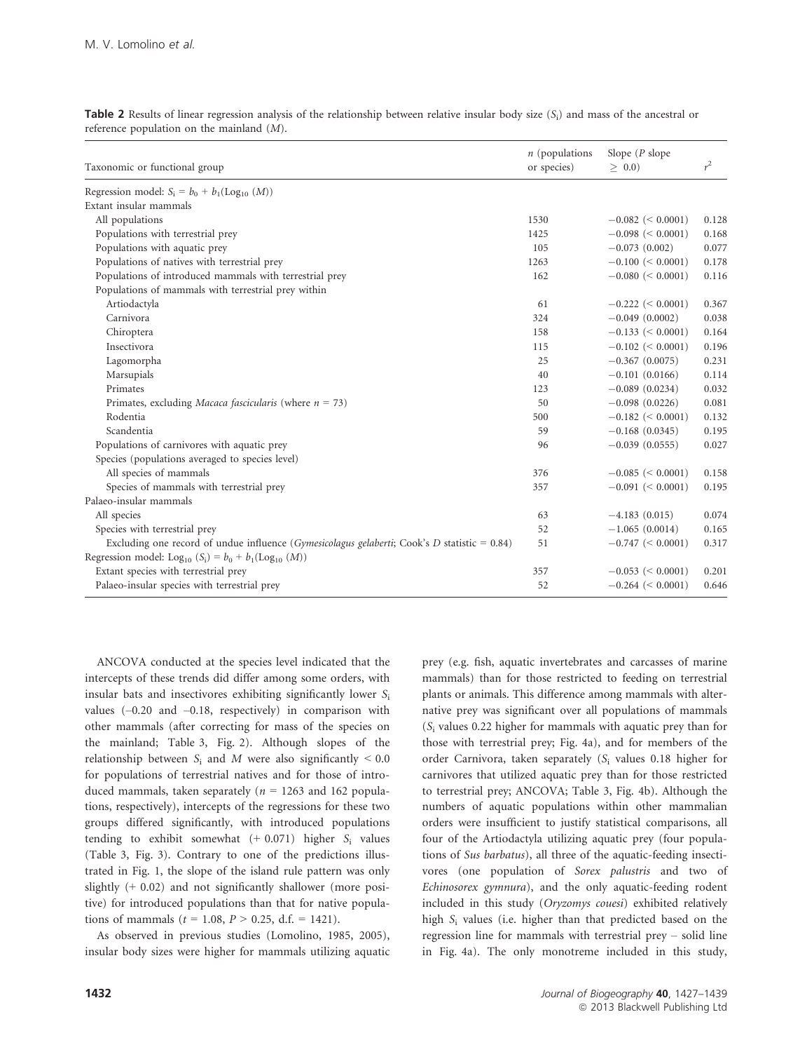**Table 2** Results of linear regression analysis of the relationship between relative insular body size ($S_i$) and mass of the ancestral or reference population on the mainland ($M$).

| Taxonomic or functional group | $n$ (populations or species) | Slope ($P$ slope $\geq$ 0.0) | $r^2$ |
|---|---|---|---|
| Regression model: $S_i = b_0 + b_1(\text{Log}_{10}(M))$ | | | |
| Extant insular mammals | | | |
| All populations | 1530 | −0.082 (< 0.0001) | 0.128 |
| Populations with terrestrial prey | 1425 | −0.098 (< 0.0001) | 0.168 |
| Populations with aquatic prey | 105 | −0.073 (0.002) | 0.077 |
| Populations of natives with terrestrial prey | 1263 | −0.100 (< 0.0001) | 0.178 |
| Populations of introduced mammals with terrestrial prey | 162 | −0.080 (< 0.0001) | 0.116 |
| Populations of mammals with terrestrial prey within | | | |
| Artiodactyla | 61 | −0.222 (< 0.0001) | 0.367 |
| Carnivora | 324 | −0.049 (0.0002) | 0.038 |
| Chiroptera | 158 | −0.133 (< 0.0001) | 0.164 |
| Insectivora | 115 | −0.102 (< 0.0001) | 0.196 |
| Lagomorpha | 25 | −0.367 (0.0075) | 0.231 |
| Marsupials | 40 | −0.101 (0.0166) | 0.114 |
| Primates | 123 | −0.089 (0.0234) | 0.032 |
| Primates, excluding *Macaca fascicularis* (where $n$ = 73) | 50 | −0.098 (0.0226) | 0.081 |
| Rodentia | 500 | −0.182 (< 0.0001) | 0.132 |
| Scandentia | 59 | −0.168 (0.0345) | 0.195 |
| Populations of carnivores with aquatic prey | 96 | −0.039 (0.0555) | 0.027 |
| Species (populations averaged to species level) | | | |
| All species of mammals | 376 | −0.085 (< 0.0001) | 0.158 |
| Species of mammals with terrestrial prey | 357 | −0.091 (< 0.0001) | 0.195 |
| Palaeo-insular mammals | | | |
| All species | 63 | −4.183 (0.015) | 0.074 |
| Species with terrestrial prey | 52 | −1.065 (0.0014) | 0.165 |
| Excluding one record of undue influence (*Gymesicolagus gelaberti*; Cook's $D$ statistic = 0.84) | 51 | −0.747 (< 0.0001) | 0.317 |
| Regression model: $\text{Log}_{10}(S_i) = b_0 + b_1(\text{Log}_{10}(M))$ | | | |
| Extant species with terrestrial prey | 357 | −0.053 (< 0.0001) | 0.201 |
| Palaeo-insular species with terrestrial prey | 52 | −0.264 (< 0.0001) | 0.646 |

ANCOVA conducted at the species level indicated that the intercepts of these trends did differ among some orders, with insular bats and insectivores exhibiting significantly lower $S_i$ values (−0.20 and −0.18, respectively) in comparison with other mammals (after correcting for mass of the species on the mainland; Table 3, Fig. 2). Although slopes of the relationship between $S_i$ and $M$ were also significantly < 0.0 for populations of terrestrial natives and for those of introduced mammals, taken separately ($n$ = 1263 and 162 populations, respectively), intercepts of the regressions for these two groups differed significantly, with introduced populations tending to exhibit somewhat (+ 0.071) higher $S_i$ values (Table 3, Fig. 3). Contrary to one of the predictions illustrated in Fig. 1, the slope of the island rule pattern was only slightly (+ 0.02) and not significantly shallower (more positive) for introduced populations than that for native populations of mammals ($t$ = 1.08, $P$ > 0.25, d.f. = 1421).

As observed in previous studies (Lomolino, 1985, 2005), insular body sizes were higher for mammals utilizing aquatic prey (e.g. fish, aquatic invertebrates and carcasses of marine mammals) than for those restricted to feeding on terrestrial plants or animals. This difference among mammals with alternative prey was significant over all populations of mammals ($S_i$ values 0.22 higher for mammals with aquatic prey than for those with terrestrial prey; Fig. 4a), and for members of the order Carnivora, taken separately ($S_i$ values 0.18 higher for carnivores that utilized aquatic prey than for those restricted to terrestrial prey; ANCOVA; Table 3, Fig. 4b). Although the numbers of aquatic populations within other mammalian orders were insufficient to justify statistical comparisons, all four of the Artiodactyla utilizing aquatic prey (four populations of *Sus barbatus*), all three of the aquatic-feeding insectivores (one population of *Sorex palustris* and two of *Echinosorex gymnura*), and the only aquatic-feeding rodent included in this study (*Oryzomys couesi*) exhibited relatively high $S_i$ values (i.e. higher than that predicted based on the regression line for mammals with terrestrial prey – solid line in Fig. 4a). The only monotreme included in this study,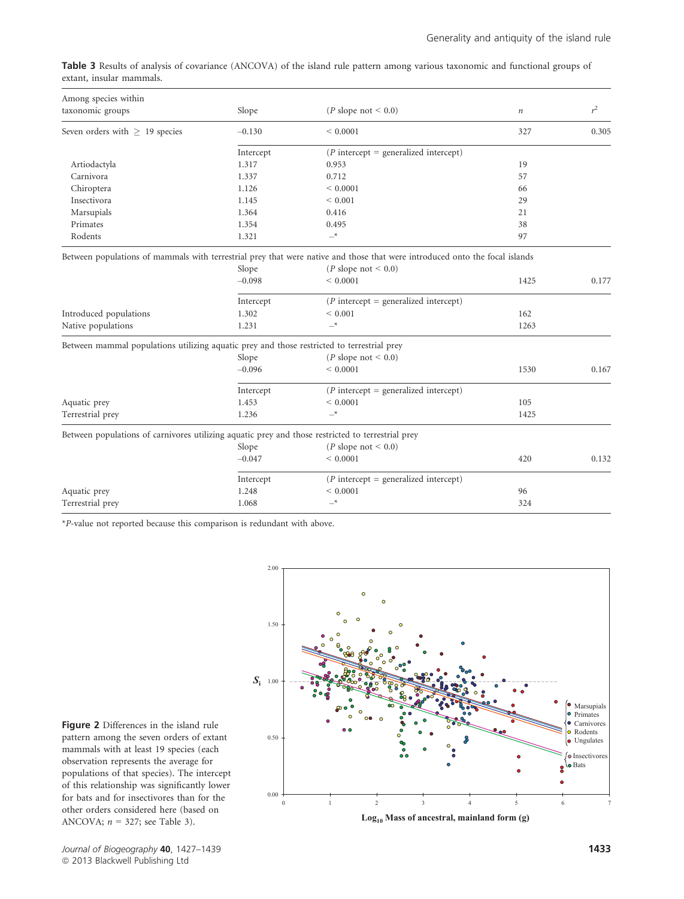**Table 3** Results of analysis of covariance (ANCOVA) of the island rule pattern among various taxonomic and functional groups of extant, insular mammals.

| Among species within taxonomic groups | Slope | ($P$ slope not < 0.0) | $n$ | $r^2$ |
|---|---|---|---|---|
| Seven orders with ≥ 19 species | −0.130 | < 0.0001 | 327 | 0.305 |
| | Intercept | ($P$ intercept = generalized intercept) | | |
| Artiodactyla | 1.317 | 0.953 | 19 | |
| Carnivora | 1.337 | 0.712 | 57 | |
| Chiroptera | 1.126 | < 0.0001 | 66 | |
| Insectivora | 1.145 | < 0.001 | 29 | |
| Marsupials | 1.364 | 0.416 | 21 | |
| Primates | 1.354 | 0.495 | 38 | |
| Rodents | 1.321 | –* | 97 | |
| Between populations of mammals with terrestrial prey that were native and those that were introduced onto the focal islands | | | | |
| | Slope | ($P$ slope not < 0.0) | | |
| | −0.098 | < 0.0001 | 1425 | 0.177 |
| | Intercept | ($P$ intercept = generalized intercept) | | |
| Introduced populations | 1.302 | < 0.001 | 162 | |
| Native populations | 1.231 | –* | 1263 | |
| Between mammal populations utilizing aquatic prey and those restricted to terrestrial prey | | | | |
| | Slope | ($P$ slope not < 0.0) | | |
| | −0.096 | < 0.0001 | 1530 | 0.167 |
| | Intercept | ($P$ intercept = generalized intercept) | | |
| Aquatic prey | 1.453 | < 0.0001 | 105 | |
| Terrestrial prey | 1.236 | –* | 1425 | |
| Between populations of carnivores utilizing aquatic prey and those restricted to terrestrial prey | | | | |
| | Slope | ($P$ slope not < 0.0) | | |
| | −0.047 | < 0.0001 | 420 | 0.132 |
| | Intercept | ($P$ intercept = generalized intercept) | | |
| Aquatic prey | 1.248 | < 0.0001 | 96 | |
| Terrestrial prey | 1.068 | –* | 324 | |

*$P$-value not reported because this comparison is redundant with above.

**Figure 2** Differences in the island rule pattern among the seven orders of extant mammals with at least 19 species (each observation represents the average for populations of that species). The intercept of this relationship was significantly lower for bats and for insectivores than for the other orders considered here (based on ANCOVA; $n$ = 327; see Table 3).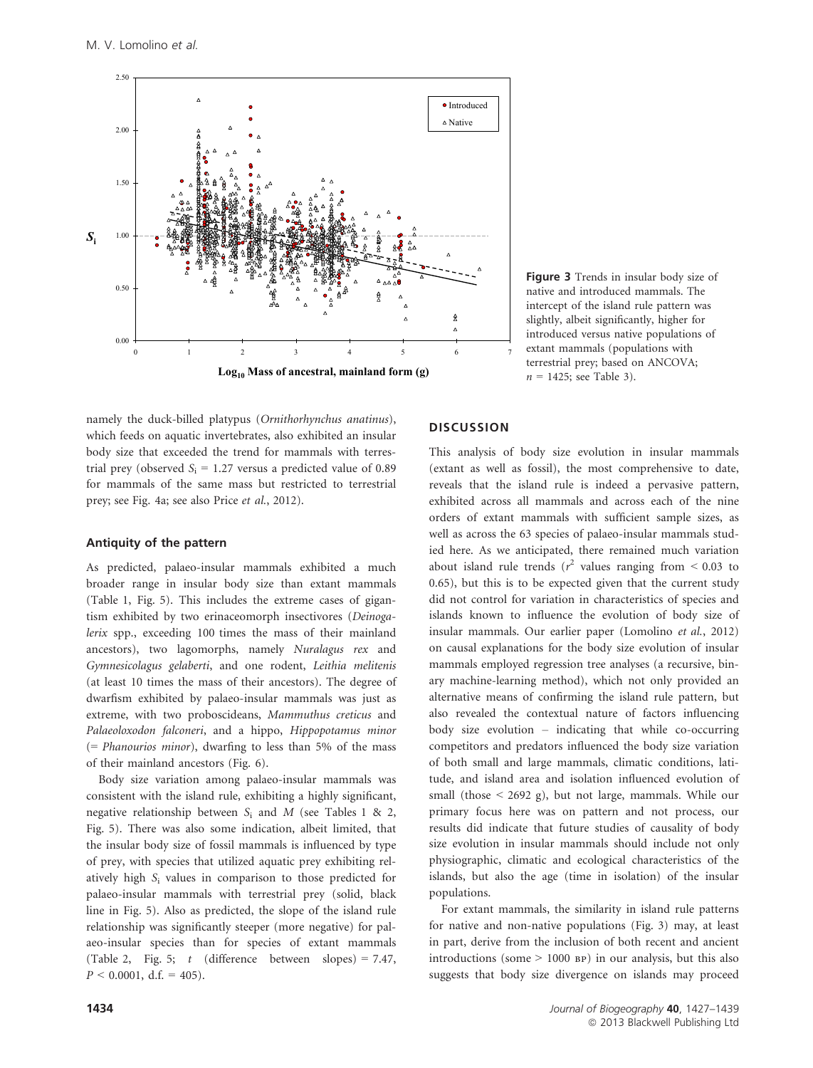**Figure 3** Trends in insular body size of native and introduced mammals. The intercept of the island rule pattern was slightly, albeit significantly, higher for introduced versus native populations of extant mammals (populations with terrestrial prey; based on ANCOVA; $n = 1425$; see Table 3).

namely the duck-billed platypus (*Ornithorhynchus anatinus*), which feeds on aquatic invertebrates, also exhibited an insular body size that exceeded the trend for mammals with terrestrial prey (observed $S_i = 1.27$ versus a predicted value of 0.89 for mammals of the same mass but restricted to terrestrial prey; see Fig. 4a; see also Price *et al.*, 2012).

### Antiquity of the pattern

As predicted, palaeo-insular mammals exhibited a much broader range in insular body size than extant mammals (Table 1, Fig. 5). This includes the extreme cases of gigantism exhibited by two erinaceomorph insectivores (*Deinogalerix* spp., exceeding 100 times the mass of their mainland ancestors), two lagomorphs, namely *Nuralagus rex* and *Gymnesicolagus gelaberti*, and one rodent, *Leithia melitenis* (at least 10 times the mass of their ancestors). The degree of dwarfism exhibited by palaeo-insular mammals was just as extreme, with two proboscideans, *Mammuthus creticus* and *Palaeoloxodon falconeri*, and a hippo, *Hippopotamus minor* (= *Phanourios minor*), dwarfing to less than 5% of the mass of their mainland ancestors (Fig. 6).

Body size variation among palaeo-insular mammals was consistent with the island rule, exhibiting a highly significant, negative relationship between $S_i$ and $M$ (see Tables 1 & 2, Fig. 5). There was also some indication, albeit limited, that the insular body size of fossil mammals is influenced by type of prey, with species that utilized aquatic prey exhibiting relatively high $S_i$ values in comparison to those predicted for palaeo-insular mammals with terrestrial prey (solid, black line in Fig. 5). Also as predicted, the slope of the island rule relationship was significantly steeper (more negative) for palaeo-insular species than for species of extant mammals (Table 2, Fig. 5; $t$ (difference between slopes) = 7.47, $P < 0.0001$, d.f. = 405).

## DISCUSSION

This analysis of body size evolution in insular mammals (extant as well as fossil), the most comprehensive to date, reveals that the island rule is indeed a pervasive pattern, exhibited across all mammals and across each of the nine orders of extant mammals with sufficient sample sizes, as well as across the 63 species of palaeo-insular mammals studied here. As we anticipated, there remained much variation about island rule trends ($r^2$ values ranging from < 0.03 to 0.65), but this is to be expected given that the current study did not control for variation in characteristics of species and islands known to influence the evolution of body size of insular mammals. Our earlier paper (Lomolino *et al.*, 2012) on causal explanations for the body size evolution of insular mammals employed regression tree analyses (a recursive, binary machine-learning method), which not only provided an alternative means of confirming the island rule pattern, but also revealed the contextual nature of factors influencing body size evolution – indicating that while co-occurring competitors and predators influenced the body size variation of both small and large mammals, climatic conditions, latitude, and island area and isolation influenced evolution of small (those < 2692 g), but not large, mammals. While our primary focus here was on pattern and not process, our results did indicate that future studies of causality of body size evolution in insular mammals should include not only physiographic, climatic and ecological characteristics of the islands, but also the age (time in isolation) of the insular populations.

For extant mammals, the similarity in island rule patterns for native and non-native populations (Fig. 3) may, at least in part, derive from the inclusion of both recent and ancient introductions (some > 1000 BP) in our analysis, but this also suggests that body size divergence on islands may proceed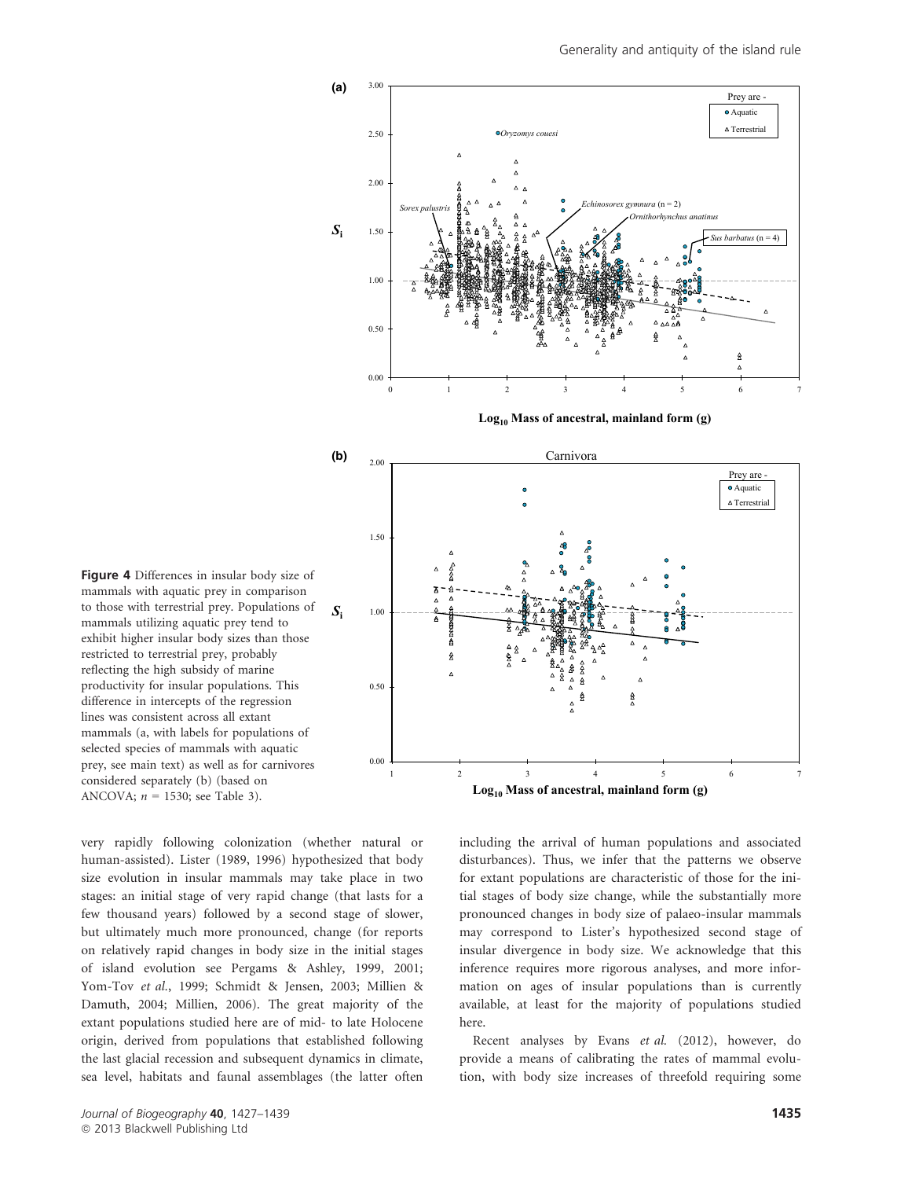**Figure 4** Differences in insular body size of mammals with aquatic prey in comparison to those with terrestrial prey. Populations of mammals utilizing aquatic prey tend to exhibit higher insular body sizes than those restricted to terrestrial prey, probably reflecting the high subsidy of marine productivity for insular populations. This difference in intercepts of the regression lines was consistent across all extant mammals (a, with labels for populations of selected species of mammals with aquatic prey, see main text) as well as for carnivores considered separately (b) (based on ANCOVA; $n$ = 1530; see Table 3).

very rapidly following colonization (whether natural or human-assisted). Lister (1989, 1996) hypothesized that body size evolution in insular mammals may take place in two stages: an initial stage of very rapid change (that lasts for a few thousand years) followed by a second stage of slower, but ultimately much more pronounced, change (for reports on relatively rapid changes in body size in the initial stages of island evolution see Pergams & Ashley, 1999, 2001; Yom-Tov *et al.*, 1999; Schmidt & Jensen, 2003; Millien & Damuth, 2004; Millien, 2006). The great majority of the extant populations studied here are of mid- to late Holocene origin, derived from populations that established following the last glacial recession and subsequent dynamics in climate, sea level, habitats and faunal assemblages (the latter often including the arrival of human populations and associated disturbances). Thus, we infer that the patterns we observe for extant populations are characteristic of those for the initial stages of body size change, while the substantially more pronounced changes in body size of palaeo-insular mammals may correspond to Lister's hypothesized second stage of insular divergence in body size. We acknowledge that this inference requires more rigorous analyses, and more information on ages of insular populations than is currently available, at least for the majority of populations studied here.

Recent analyses by Evans *et al.* (2012), however, do provide a means of calibrating the rates of mammal evolution, with body size increases of threefold requiring some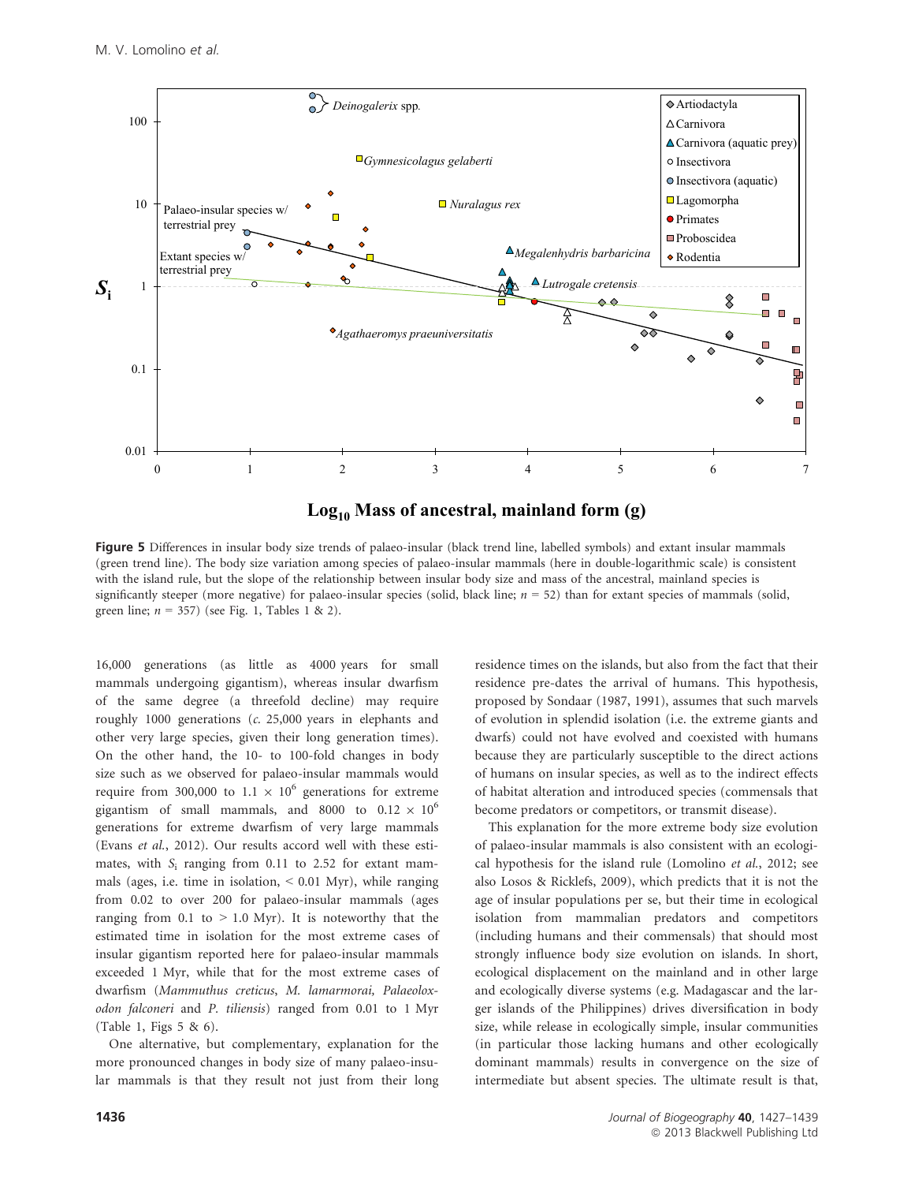Figure 5 Differences in insular body size trends of palaeo-insular (black trend line, labelled symbols) and extant insular mammals (green trend line). The body size variation among species of palaeo-insular mammals (here in double-logarithmic scale) is consistent with the island rule, but the slope of the relationship between insular body size and mass of the ancestral, mainland species is significantly steeper (more negative) for palaeo-insular species (solid, black line; $n = 52$) than for extant species of mammals (solid, green line; $n = 357$) (see Fig. 1, Tables 1 & 2).

16,000 generations (as little as 4000 years for small mammals undergoing gigantism), whereas insular dwarfism of the same degree (a threefold decline) may require roughly 1000 generations (*c.* 25,000 years in elephants and other very large species, given their long generation times). On the other hand, the 10- to 100-fold changes in body size such as we observed for palaeo-insular mammals would require from 300,000 to $1.1 \times 10^6$ generations for extreme gigantism of small mammals, and 8000 to $0.12 \times 10^6$ generations for extreme dwarfism of very large mammals (Evans *et al.*, 2012). Our results accord well with these estimates, with $S_i$ ranging from 0.11 to 2.52 for extant mammals (ages, i.e. time in isolation, < 0.01 Myr), while ranging from 0.02 to over 200 for palaeo-insular mammals (ages ranging from 0.1 to > 1.0 Myr). It is noteworthy that the estimated time in isolation for the most extreme cases of insular gigantism reported here for palaeo-insular mammals exceeded 1 Myr, while that for the most extreme cases of dwarfism (*Mammuthus creticus*, *M. lamarmorai*, *Palaeoloxodon falconeri* and *P. tiliensis*) ranged from 0.01 to 1 Myr (Table 1, Figs 5 & 6).

One alternative, but complementary, explanation for the more pronounced changes in body size of many palaeo-insular mammals is that they result not just from their long residence times on the islands, but also from the fact that their residence pre-dates the arrival of humans. This hypothesis, proposed by Sondaar (1987, 1991), assumes that such marvels of evolution in splendid isolation (i.e. the extreme giants and dwarfs) could not have evolved and coexisted with humans because they are particularly susceptible to the direct actions of humans on insular species, as well as to the indirect effects of habitat alteration and introduced species (commensals that become predators or competitors, or transmit disease).

This explanation for the more extreme body size evolution of palaeo-insular mammals is also consistent with an ecological hypothesis for the island rule (Lomolino *et al.*, 2012; see also Losos & Ricklefs, 2009), which predicts that it is not the age of insular populations per se, but their time in ecological isolation from mammalian predators and competitors (including humans and their commensals) that should most strongly influence body size evolution on islands. In short, ecological displacement on the mainland and in other large and ecologically diverse systems (e.g. Madagascar and the larger islands of the Philippines) drives diversification in body size, while release in ecologically simple, insular communities (in particular those lacking humans and other ecologically dominant mammals) results in convergence on the size of intermediate but absent species. The ultimate result is that,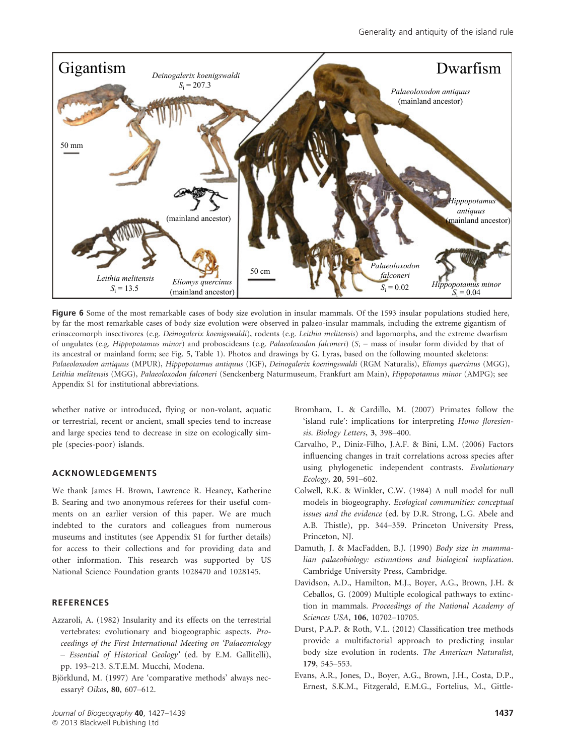**Figure 6** Some of the most remarkable cases of body size evolution in insular mammals. Of the 1593 insular populations studied here, by far the most remarkable cases of body size evolution were observed in palaeo-insular mammals, including the extreme gigantism of erinaceomorph insectivores (e.g. *Deinogalerix koenigswaldi*), rodents (e.g. *Leithia melitensis*) and lagomorphs, and the extreme dwarfism of ungulates (e.g. *Hippopotamus minor*) and proboscideans (e.g. *Palaeoloxodon falconeri*) ($S_i$ = mass of insular form divided by that of its ancestral or mainland form; see Fig. 5, Table 1). Photos and drawings by G. Lyras, based on the following mounted skeletons: *Palaeoloxodon antiquus* (MPUR), *Hippopotamus antiquus* (IGF), *Deinogalerix koeningswaldi* (RGM Naturalis), *Eliomys quercinus* (MGG), *Leithia melitensis* (MGG), *Palaeoloxodon falconeri* (Senckenberg Naturmuseum, Frankfurt am Main), *Hippopotamus minor* (AMPG); see Appendix S1 for institutional abbreviations.

whether native or introduced, flying or non-volant, aquatic or terrestrial, recent or ancient, small species tend to increase and large species tend to decrease in size on ecologically simple (species-poor) islands.

## ACKNOWLEDGEMENTS

We thank James H. Brown, Lawrence R. Heaney, Katherine B. Searing and two anonymous referees for their useful comments on an earlier version of this paper. We are much indebted to the curators and colleagues from numerous museums and institutes (see Appendix S1 for further details) for access to their collections and for providing data and other information. This research was supported by US National Science Foundation grants 1028470 and 1028145.

## REFERENCES

Azzaroli, A. (1982) Insularity and its effects on the terrestrial vertebrates: evolutionary and biogeographic aspects. *Proceedings of the First International Meeting on 'Palaeontology – Essential of Historical Geology'* (ed. by E.M. Gallitelli), pp. 193–213. S.T.E.M. Mucchi, Modena.

Björklund, M. (1997) Are 'comparative methods' always necessary? *Oikos*, **80**, 607–612.

Bromham, L. & Cardillo, M. (2007) Primates follow the 'island rule': implications for interpreting *Homo floresiensis*. *Biology Letters*, **3**, 398–400.

Carvalho, P., Diniz-Filho, J.A.F. & Bini, L.M. (2006) Factors influencing changes in trait correlations across species after using phylogenetic independent contrasts. *Evolutionary Ecology*, **20**, 591–602.

Colwell, R.K. & Winkler, C.W. (1984) A null model for null models in biogeography. *Ecological communities: conceptual issues and the evidence* (ed. by D.R. Strong, L.G. Abele and A.B. Thistle), pp. 344–359. Princeton University Press, Princeton, NJ.

Damuth, J. & MacFadden, B.J. (1990) *Body size in mammalian palaeobiology: estimations and biological implication*. Cambridge University Press, Cambridge.

Davidson, A.D., Hamilton, M.J., Boyer, A.G., Brown, J.H. & Ceballos, G. (2009) Multiple ecological pathways to extinction in mammals. *Proceedings of the National Academy of Sciences USA*, **106**, 10702–10705.

Durst, P.A.P. & Roth, V.L. (2012) Classification tree methods provide a multifactorial approach to predicting insular body size evolution in rodents. *The American Naturalist*, **179**, 545–553.

Evans, A.R., Jones, D., Boyer, A.G., Brown, J.H., Costa, D.P., Ernest, S.K.M., Fitzgerald, E.M.G., Fortelius, M., Gittle-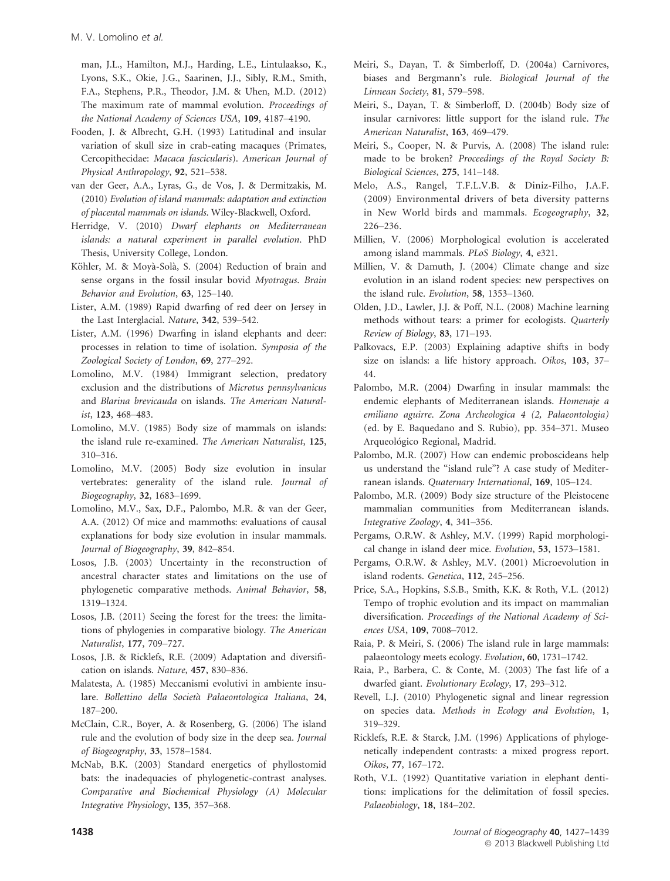man, J.L., Hamilton, M.J., Harding, L.E., Lintulaakso, K., Lyons, S.K., Okie, J.G., Saarinen, J.J., Sibly, R.M., Smith, F.A., Stephens, P.R., Theodor, J.M. & Uhen, M.D. (2012) The maximum rate of mammal evolution. *Proceedings of the National Academy of Sciences USA*, **109**, 4187–4190.

Fooden, J. & Albrecht, G.H. (1993) Latitudinal and insular variation of skull size in crab-eating macaques (Primates, Cercopithecidae: *Macaca fascicularis*). *American Journal of Physical Anthropology*, **92**, 521–538.

van der Geer, A.A., Lyras, G., de Vos, J. & Dermitzakis, M. (2010) *Evolution of island mammals: adaptation and extinction of placental mammals on islands*. Wiley-Blackwell, Oxford.

Herridge, V. (2010) *Dwarf elephants on Mediterranean islands: a natural experiment in parallel evolution*. PhD Thesis, University College, London.

Köhler, M. & Moyà-Solà, S. (2004) Reduction of brain and sense organs in the fossil insular bovid *Myotragus*. *Brain Behavior and Evolution*, **63**, 125–140.

Lister, A.M. (1989) Rapid dwarfing of red deer on Jersey in the Last Interglacial. *Nature*, **342**, 539–542.

Lister, A.M. (1996) Dwarfing in island elephants and deer: processes in relation to time of isolation. *Symposia of the Zoological Society of London*, **69**, 277–292.

Lomolino, M.V. (1984) Immigrant selection, predatory exclusion and the distributions of *Microtus pennsylvanicus* and *Blarina brevicauda* on islands. *The American Naturalist*, **123**, 468–483.

Lomolino, M.V. (1985) Body size of mammals on islands: the island rule re-examined. *The American Naturalist*, **125**, 310–316.

Lomolino, M.V. (2005) Body size evolution in insular vertebrates: generality of the island rule. *Journal of Biogeography*, **32**, 1683–1699.

Lomolino, M.V., Sax, D.F., Palombo, M.R. & van der Geer, A.A. (2012) Of mice and mammoths: evaluations of causal explanations for body size evolution in insular mammals. *Journal of Biogeography*, **39**, 842–854.

Losos, J.B. (2003) Uncertainty in the reconstruction of ancestral character states and limitations on the use of phylogenetic comparative methods. *Animal Behavior*, **58**, 1319–1324.

Losos, J.B. (2011) Seeing the forest for the trees: the limitations of phylogenies in comparative biology. *The American Naturalist*, **177**, 709–727.

Losos, J.B. & Ricklefs, R.E. (2009) Adaptation and diversification on islands. *Nature*, **457**, 830–836.

Malatesta, A. (1985) Meccanismi evolutivi in ambiente insulare. *Bollettino della Società Palaeontologica Italiana*, **24**, 187–200.

McClain, C.R., Boyer, A. & Rosenberg, G. (2006) The island rule and the evolution of body size in the deep sea. *Journal of Biogeography*, **33**, 1578–1584.

McNab, B.K. (2003) Standard energetics of phyllostomid bats: the inadequacies of phylogenetic-contrast analyses. *Comparative and Biochemical Physiology (A) Molecular Integrative Physiology*, **135**, 357–368.

Meiri, S., Dayan, T. & Simberloff, D. (2004a) Carnivores, biases and Bergmann's rule. *Biological Journal of the Linnean Society*, **81**, 579–598.

Meiri, S., Dayan, T. & Simberloff, D. (2004b) Body size of insular carnivores: little support for the island rule. *The American Naturalist*, **163**, 469–479.

Meiri, S., Cooper, N. & Purvis, A. (2008) The island rule: made to be broken? *Proceedings of the Royal Society B: Biological Sciences*, **275**, 141–148.

Melo, A.S., Rangel, T.F.L.V.B. & Diniz-Filho, J.A.F. (2009) Environmental drivers of beta diversity patterns in New World birds and mammals. *Ecogeography*, **32**, 226–236.

Millien, V. (2006) Morphological evolution is accelerated among island mammals. *PLoS Biology*, **4**, e321.

Millien, V. & Damuth, J. (2004) Climate change and size evolution in an island rodent species: new perspectives on the island rule. *Evolution*, **58**, 1353–1360.

Olden, J.D., Lawler, J.J. & Poff, N.L. (2008) Machine learning methods without tears: a primer for ecologists. *Quarterly Review of Biology*, **83**, 171–193.

Palkovacs, E.P. (2003) Explaining adaptive shifts in body size on islands: a life history approach. *Oikos*, **103**, 37–44.

Palombo, M.R. (2004) Dwarfing in insular mammals: the endemic elephants of Mediterranean islands. *Homenaje a emiliano aguirre. Zona Archeologica 4 (2, Palaeontologia)* (ed. by E. Baquedano and S. Rubio), pp. 354–371. Museo Arqueológico Regional, Madrid.

Palombo, M.R. (2007) How can endemic proboscideans help us understand the "island rule"? A case study of Mediterranean islands. *Quaternary International*, **169**, 105–124.

Palombo, M.R. (2009) Body size structure of the Pleistocene mammalian communities from Mediterranean islands. *Integrative Zoology*, **4**, 341–356.

Pergams, O.R.W. & Ashley, M.V. (1999) Rapid morphological change in island deer mice. *Evolution*, **53**, 1573–1581.

Pergams, O.R.W. & Ashley, M.V. (2001) Microevolution in island rodents. *Genetica*, **112**, 245–256.

Price, S.A., Hopkins, S.S.B., Smith, K.K. & Roth, V.L. (2012) Tempo of trophic evolution and its impact on mammalian diversification. *Proceedings of the National Academy of Sciences USA*, **109**, 7008–7012.

Raia, P. & Meiri, S. (2006) The island rule in large mammals: palaeontology meets ecology. *Evolution*, **60**, 1731–1742.

Raia, P., Barbera, C. & Conte, M. (2003) The fast life of a dwarfed giant. *Evolutionary Ecology*, **17**, 293–312.

Revell, L.J. (2010) Phylogenetic signal and linear regression on species data. *Methods in Ecology and Evolution*, **1**, 319–329.

Ricklefs, R.E. & Starck, J.M. (1996) Applications of phylogenetically independent contrasts: a mixed progress report. *Oikos*, **77**, 167–172.

Roth, V.L. (1992) Quantitative variation in elephant dentitions: implications for the delimitation of fossil species. *Palaeobiology*, **18**, 184–202.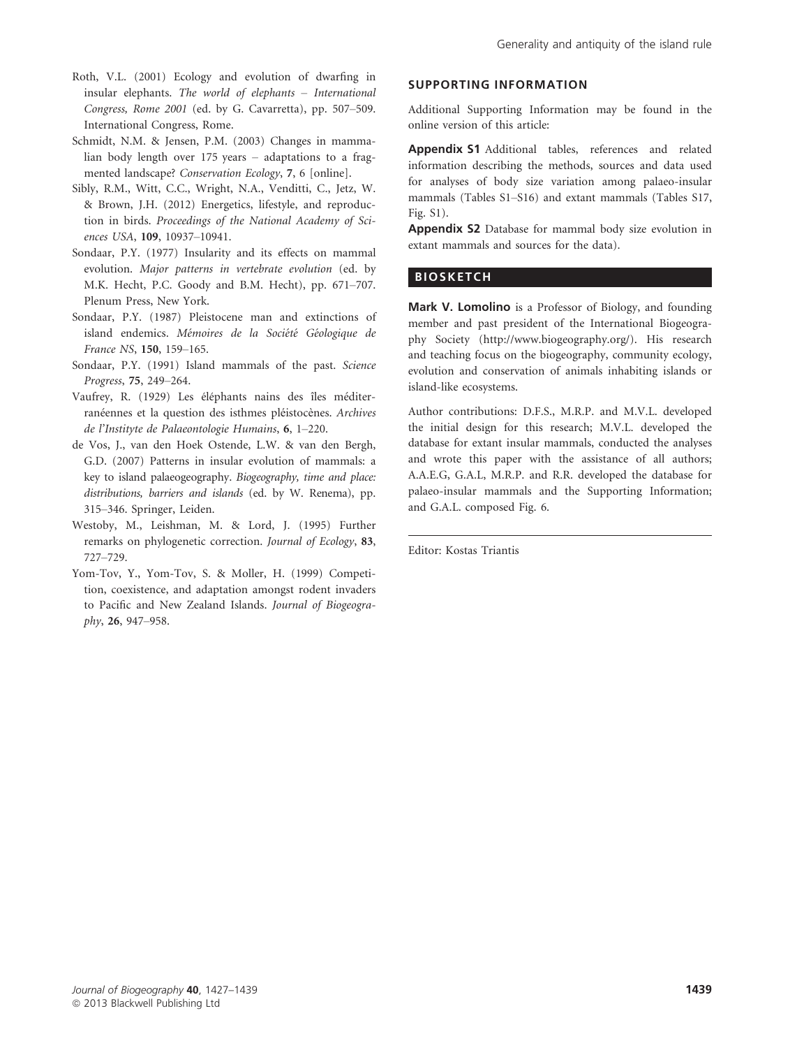Roth, V.L. (2001) Ecology and evolution of dwarfing in insular elephants. *The world of elephants – International Congress, Rome 2001* (ed. by G. Cavarretta), pp. 507–509. International Congress, Rome.

Schmidt, N.M. & Jensen, P.M. (2003) Changes in mammalian body length over 175 years – adaptations to a fragmented landscape? *Conservation Ecology*, **7**, 6 [online].

Sibly, R.M., Witt, C.C., Wright, N.A., Venditti, C., Jetz, W. & Brown, J.H. (2012) Energetics, lifestyle, and reproduction in birds. *Proceedings of the National Academy of Sciences USA*, **109**, 10937–10941.

Sondaar, P.Y. (1977) Insularity and its effects on mammal evolution. *Major patterns in vertebrate evolution* (ed. by M.K. Hecht, P.C. Goody and B.M. Hecht), pp. 671–707. Plenum Press, New York.

Sondaar, P.Y. (1987) Pleistocene man and extinctions of island endemics. *Mémoires de la Société Géologique de France NS*, **150**, 159–165.

Sondaar, P.Y. (1991) Island mammals of the past. *Science Progress*, **75**, 249–264.

Vaufrey, R. (1929) Les éléphants nains des îles méditerranéennes et la question des isthmes pléistocènes. *Archives de l'Instityte de Palaeontologie Humains*, **6**, 1–220.

de Vos, J., van den Hoek Ostende, L.W. & van den Bergh, G.D. (2007) Patterns in insular evolution of mammals: a key to island palaeogeography. *Biogeography, time and place: distributions, barriers and islands* (ed. by W. Renema), pp. 315–346. Springer, Leiden.

Westoby, M., Leishman, M. & Lord, J. (1995) Further remarks on phylogenetic correction. *Journal of Ecology*, **83**, 727–729.

Yom-Tov, Y., Yom-Tov, S. & Moller, H. (1999) Competition, coexistence, and adaptation amongst rodent invaders to Pacific and New Zealand Islands. *Journal of Biogeography*, **26**, 947–958.

## SUPPORTING INFORMATION

Additional Supporting Information may be found in the online version of this article:

**Appendix S1** Additional tables, references and related information describing the methods, sources and data used for analyses of body size variation among palaeo-insular mammals (Tables S1–S16) and extant mammals (Tables S17, Fig. S1).

**Appendix S2** Database for mammal body size evolution in extant mammals and sources for the data).

## BIOSKETCH

**Mark V. Lomolino** is a Professor of Biology, and founding member and past president of the International Biogeography Society (http://www.biogeography.org/). His research and teaching focus on the biogeography, community ecology, evolution and conservation of animals inhabiting islands or island-like ecosystems.

Author contributions: D.F.S., M.R.P. and M.V.L. developed the initial design for this research; M.V.L. developed the database for extant insular mammals, conducted the analyses and wrote this paper with the assistance of all authors; A.A.E.G, G.A.L, M.R.P. and R.R. developed the database for palaeo-insular mammals and the Supporting Information; and G.A.L. composed Fig. 6.

Editor: Kostas Triantis